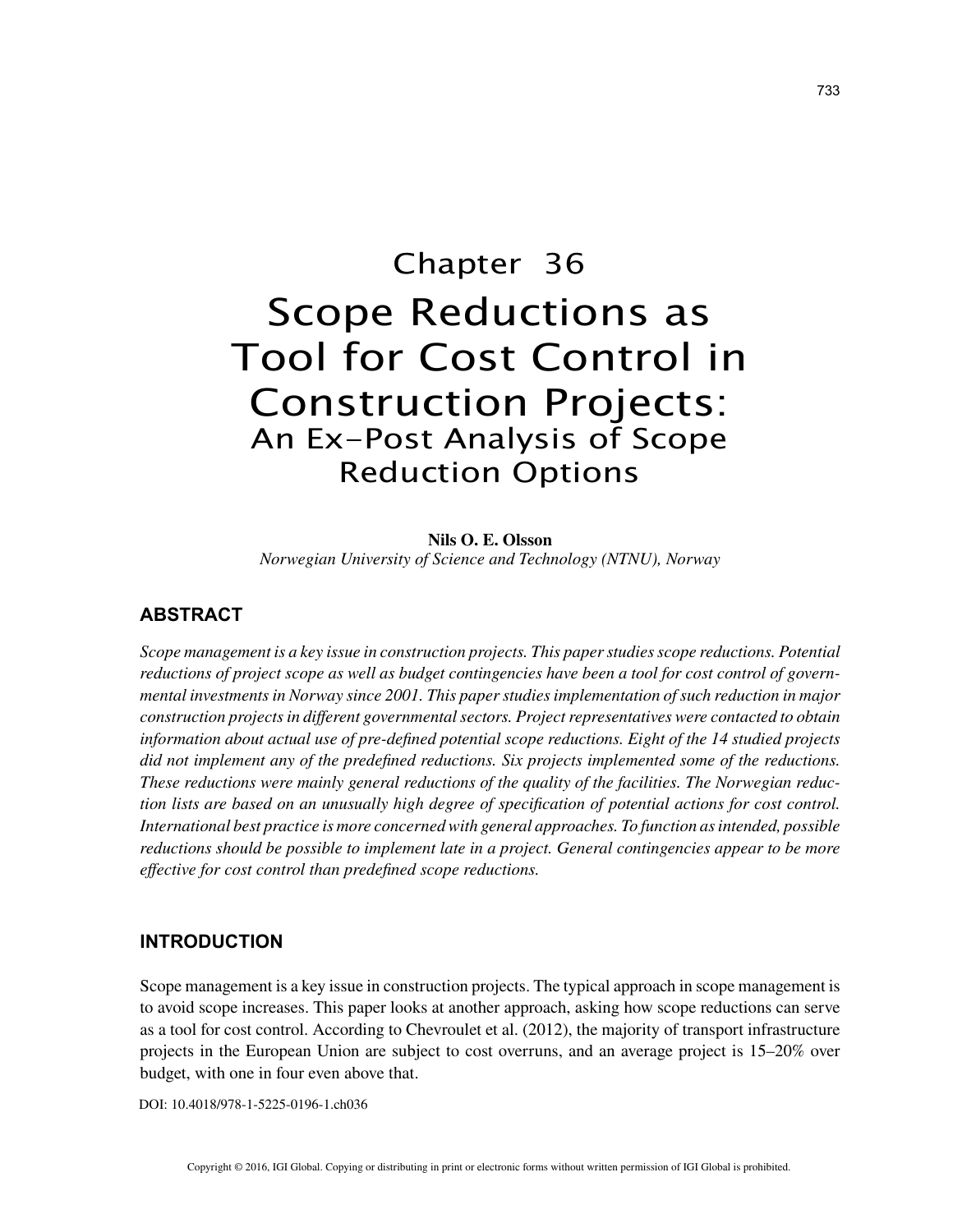# Chapter 36

# Scope Reductions as Tool for Cost Control in Construction Projects:

## An Ex-Post Analysis of Scope Reduction Options

**Nils O. E. Olsson**
*Norwegian University of Science and Technology (NTNU), Norway*

## ABSTRACT

*Scope management is a key issue in construction projects. This paper studies scope reductions. Potential reductions of project scope as well as budget contingencies have been a tool for cost control of governmental investments in Norway since 2001. This paper studies implementation of such reduction in major construction projects in different governmental sectors. Project representatives were contacted to obtain information about actual use of pre-defined potential scope reductions. Eight of the 14 studied projects did not implement any of the predefined reductions. Six projects implemented some of the reductions. These reductions were mainly general reductions of the quality of the facilities. The Norwegian reduction lists are based on an unusually high degree of specification of potential actions for cost control. International best practice is more concerned with general approaches. To function as intended, possible reductions should be possible to implement late in a project. General contingencies appear to be more effective for cost control than predefined scope reductions.*

## INTRODUCTION

Scope management is a key issue in construction projects. The typical approach in scope management is to avoid scope increases. This paper looks at another approach, asking how scope reductions can serve as a tool for cost control. According to Chevroulet et al. (2012), the majority of transport infrastructure projects in the European Union are subject to cost overruns, and an average project is 15–20% over budget, with one in four even above that.

DOI: 10.4018/978-1-5225-0196-1.ch036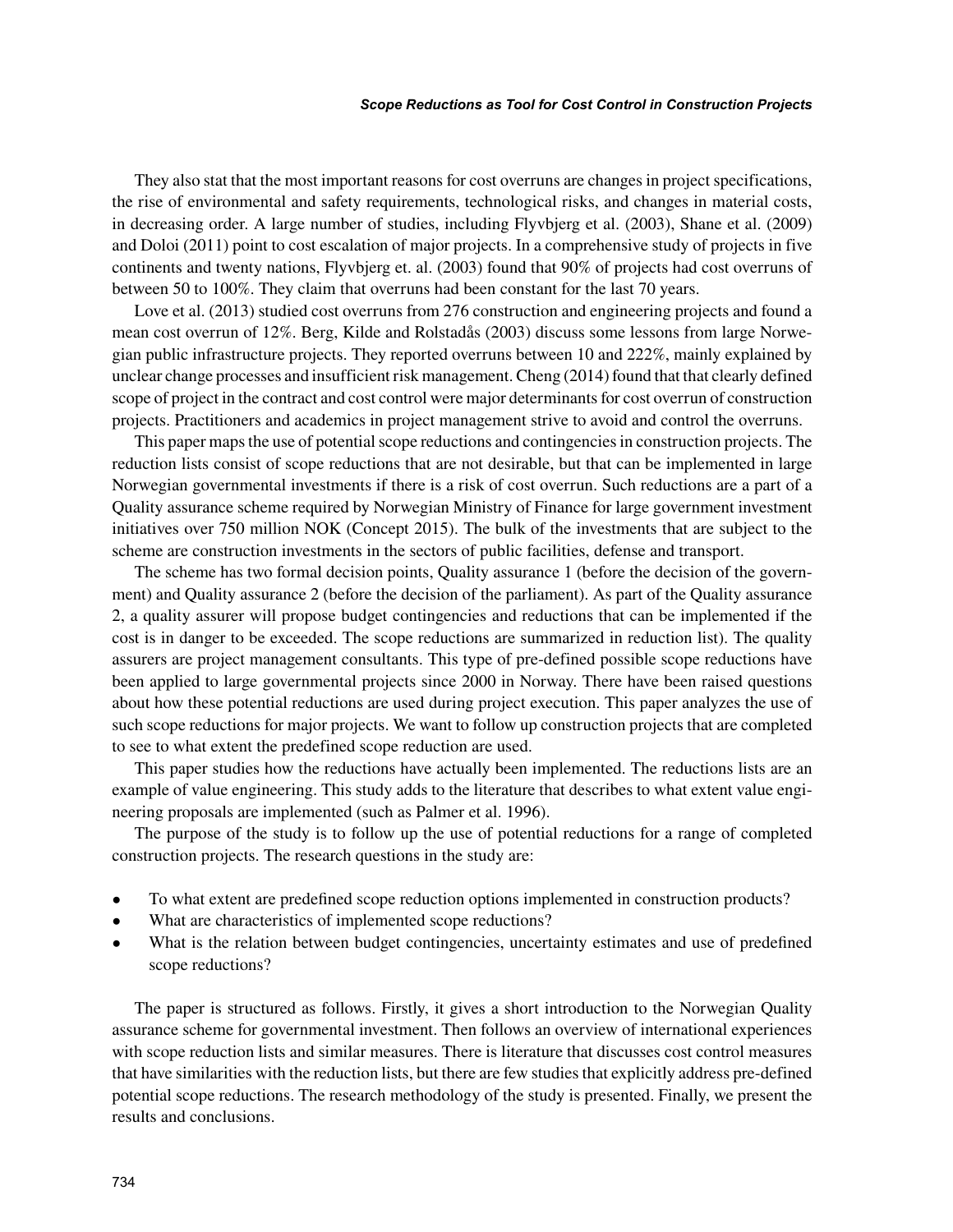They also stat that the most important reasons for cost overruns are changes in project specifications, the rise of environmental and safety requirements, technological risks, and changes in material costs, in decreasing order. A large number of studies, including Flyvbjerg et al. (2003), Shane et al. (2009) and Doloi (2011) point to cost escalation of major projects. In a comprehensive study of projects in five continents and twenty nations, Flyvbjerg et. al. (2003) found that 90% of projects had cost overruns of between 50 to 100%. They claim that overruns had been constant for the last 70 years.

Love et al. (2013) studied cost overruns from 276 construction and engineering projects and found a mean cost overrun of 12%. Berg, Kilde and Rolstadås (2003) discuss some lessons from large Norwegian public infrastructure projects. They reported overruns between 10 and 222%, mainly explained by unclear change processes and insufficient risk management. Cheng (2014) found that that clearly defined scope of project in the contract and cost control were major determinants for cost overrun of construction projects. Practitioners and academics in project management strive to avoid and control the overruns.

This paper maps the use of potential scope reductions and contingencies in construction projects. The reduction lists consist of scope reductions that are not desirable, but that can be implemented in large Norwegian governmental investments if there is a risk of cost overrun. Such reductions are a part of a Quality assurance scheme required by Norwegian Ministry of Finance for large government investment initiatives over 750 million NOK (Concept 2015). The bulk of the investments that are subject to the scheme are construction investments in the sectors of public facilities, defense and transport.

The scheme has two formal decision points, Quality assurance 1 (before the decision of the government) and Quality assurance 2 (before the decision of the parliament). As part of the Quality assurance 2, a quality assurer will propose budget contingencies and reductions that can be implemented if the cost is in danger to be exceeded. The scope reductions are summarized in reduction list). The quality assurers are project management consultants. This type of pre-defined possible scope reductions have been applied to large governmental projects since 2000 in Norway. There have been raised questions about how these potential reductions are used during project execution. This paper analyzes the use of such scope reductions for major projects. We want to follow up construction projects that are completed to see to what extent the predefined scope reduction are used.

This paper studies how the reductions have actually been implemented. The reductions lists are an example of value engineering. This study adds to the literature that describes to what extent value engineering proposals are implemented (such as Palmer et al. 1996).

The purpose of the study is to follow up the use of potential reductions for a range of completed construction projects. The research questions in the study are:

- To what extent are predefined scope reduction options implemented in construction products?
- What are characteristics of implemented scope reductions?
- What is the relation between budget contingencies, uncertainty estimates and use of predefined scope reductions?

The paper is structured as follows. Firstly, it gives a short introduction to the Norwegian Quality assurance scheme for governmental investment. Then follows an overview of international experiences with scope reduction lists and similar measures. There is literature that discusses cost control measures that have similarities with the reduction lists, but there are few studies that explicitly address pre-defined potential scope reductions. The research methodology of the study is presented. Finally, we present the results and conclusions.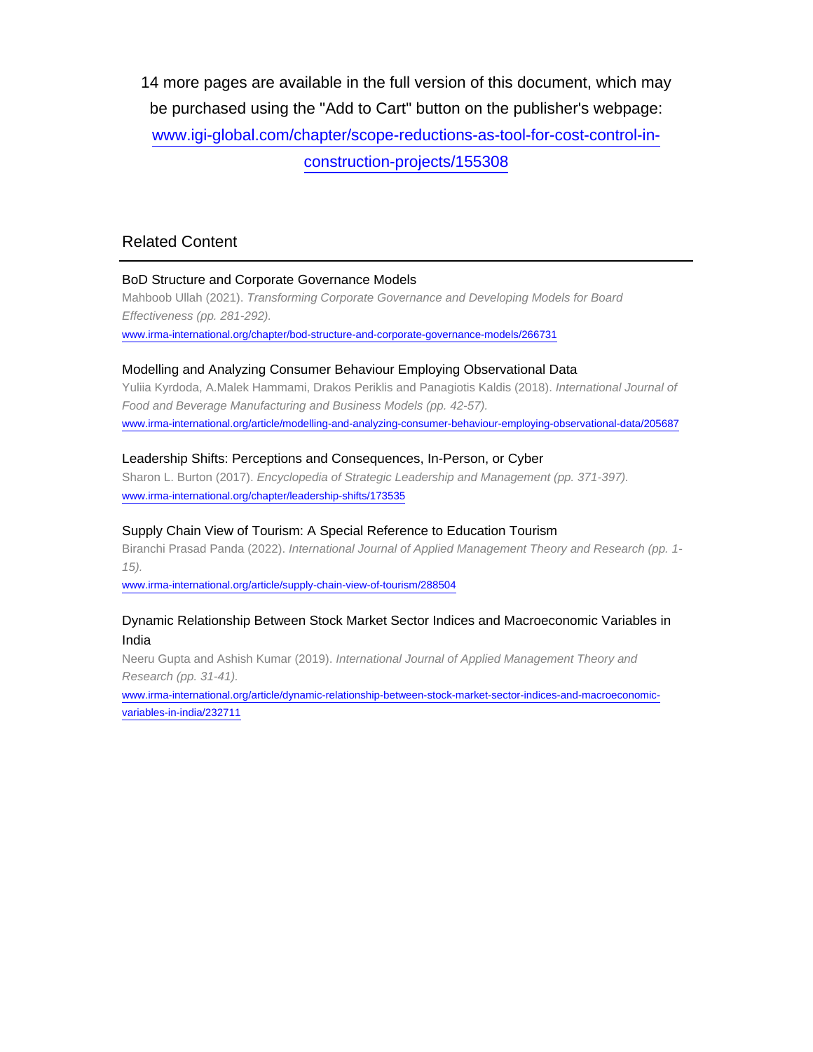14 more pages are available in the full version of this document, which may be purchased using the "Add to Cart" button on the publisher's webpage: [www.igi-global.com/chapter/scope-reductions-as-tool-for-cost-control-in-construction-projects/155308](www.igi-global.com/chapter/scope-reductions-as-tool-for-cost-control-in-construction-projects/155308)

## Related Content

**BoD Structure and Corporate Governance Models**
Mahboob Ullah (2021). *Transforming Corporate Governance and Developing Models for Board Effectiveness (pp. 281-292).*
[www.irma-international.org/chapter/bod-structure-and-corporate-governance-models/266731](www.irma-international.org/chapter/bod-structure-and-corporate-governance-models/266731)

**Modelling and Analyzing Consumer Behaviour Employing Observational Data**
Yuliia Kyrdoda, A.Malek Hammami, Drakos Periklis and Panagiotis Kaldis (2018). *International Journal of Food and Beverage Manufacturing and Business Models (pp. 42-57).*
[www.irma-international.org/article/modelling-and-analyzing-consumer-behaviour-employing-observational-data/205687](www.irma-international.org/article/modelling-and-analyzing-consumer-behaviour-employing-observational-data/205687)

**Leadership Shifts: Perceptions and Consequences, In-Person, or Cyber**
Sharon L. Burton (2017). *Encyclopedia of Strategic Leadership and Management (pp. 371-397).*
[www.irma-international.org/chapter/leadership-shifts/173535](www.irma-international.org/chapter/leadership-shifts/173535)

**Supply Chain View of Tourism: A Special Reference to Education Tourism**
Biranchi Prasad Panda (2022). *International Journal of Applied Management Theory and Research (pp. 1-15).*
[www.irma-international.org/article/supply-chain-view-of-tourism/288504](www.irma-international.org/article/supply-chain-view-of-tourism/288504)

**Dynamic Relationship Between Stock Market Sector Indices and Macroeconomic Variables in India**
Neeru Gupta and Ashish Kumar (2019). *International Journal of Applied Management Theory and Research (pp. 31-41).*
[www.irma-international.org/article/dynamic-relationship-between-stock-market-sector-indices-and-macroeconomic-variables-in-india/232711](www.irma-international.org/article/dynamic-relationship-between-stock-market-sector-indices-and-macroeconomic-variables-in-india/232711)